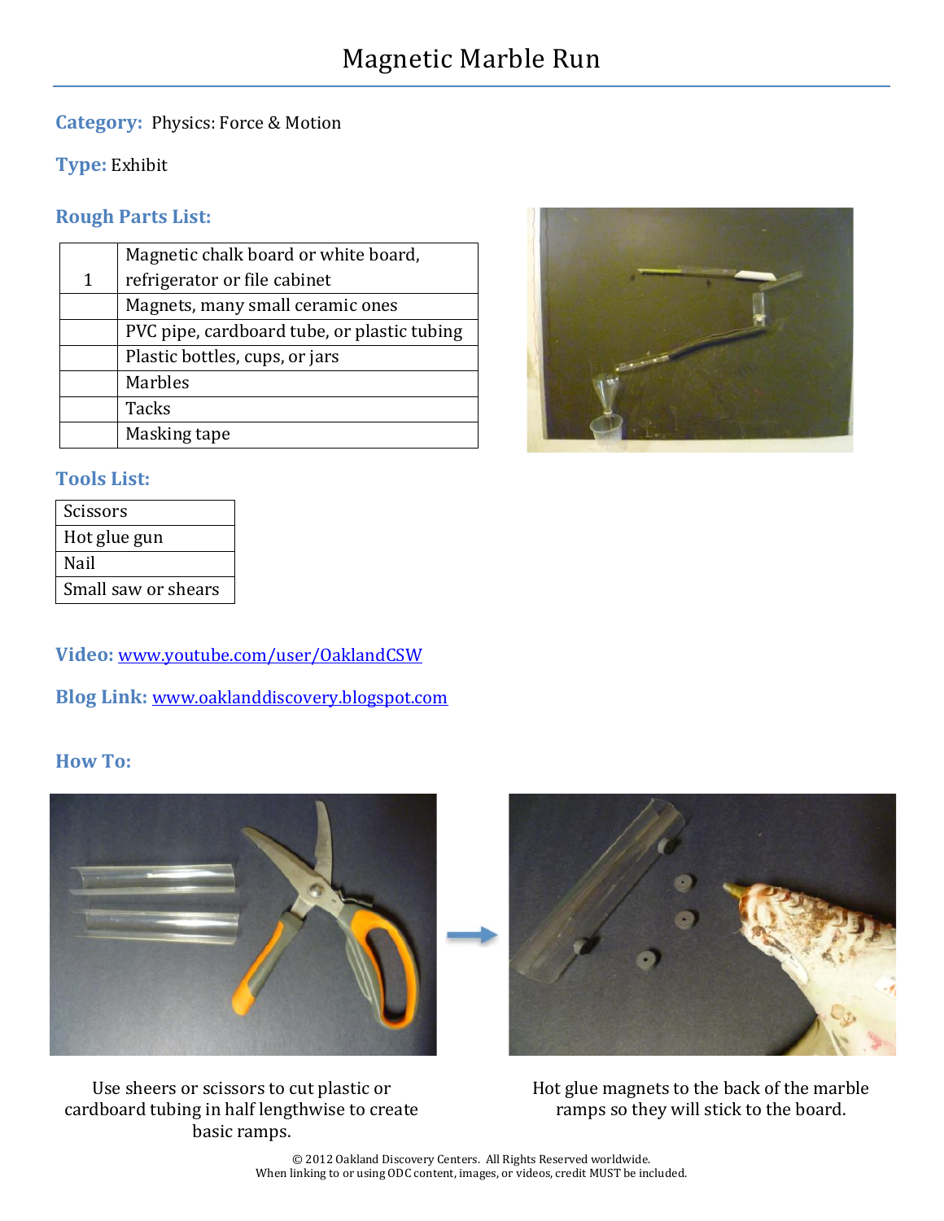# Magnetic Marble Run

**Category:** Physics: Force & Motion

**Type:** Exhibit

## Rough Parts List:

| | |
|---|---|
| 1 | Magnetic chalk board or white board, refrigerator or file cabinet |
| | Magnets, many small ceramic ones |
| | PVC pipe, cardboard tube, or plastic tubing |
| | Plastic bottles, cups, or jars |
| | Marbles |
| | Tacks |
| | Masking tape |

## Tools List:

| |
|---|
| Scissors |
| Hot glue gun |
| Nail |
| Small saw or shears |

**Video:** www.youtube.com/user/OaklandCSW

**Blog Link:** www.oaklanddiscovery.blogspot.com

## How To:

Use sheers or scissors to cut plastic or cardboard tubing in half lengthwise to create basic ramps.

Hot glue magnets to the back of the marble ramps so they will stick to the board.

© 2012 Oakland Discovery Centers. All Rights Reserved worldwide.
When linking to or using ODC content, images, or videos, credit MUST be included.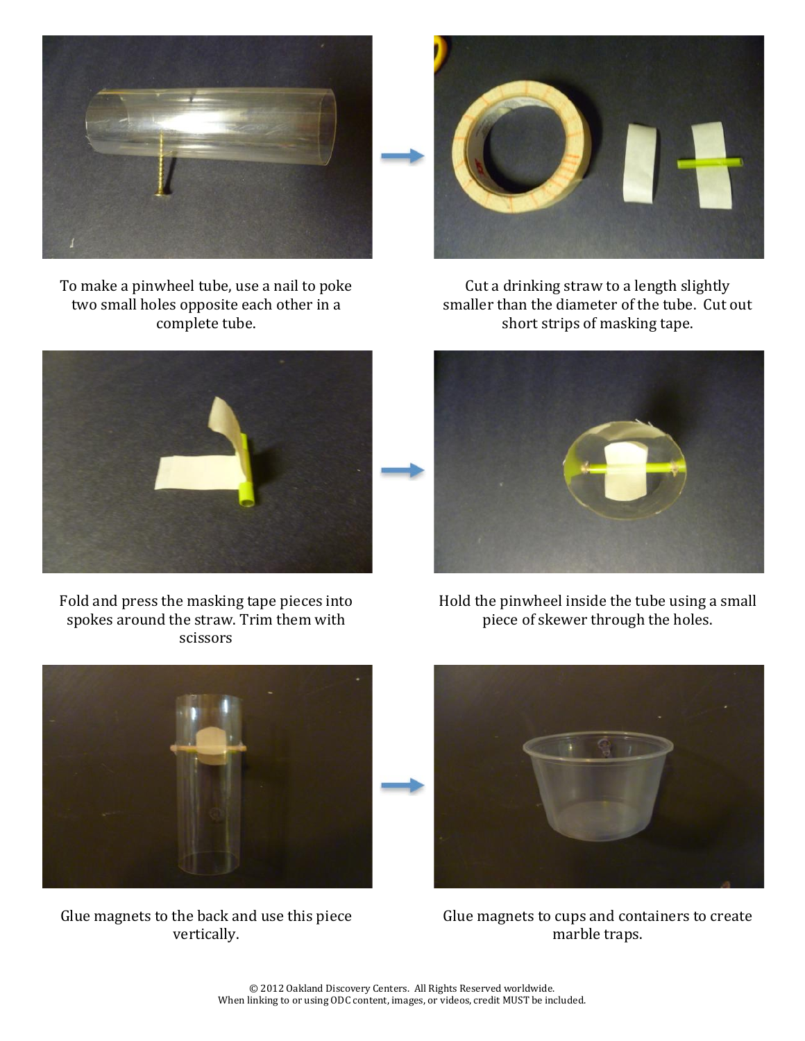To make a pinwheel tube, use a nail to poke two small holes opposite each other in a complete tube.

Cut a drinking straw to a length slightly smaller than the diameter of the tube. Cut out short strips of masking tape.

Fold and press the masking tape pieces into spokes around the straw. Trim them with scissors

Hold the pinwheel inside the tube using a small piece of skewer through the holes.

Glue magnets to the back and use this piece vertically.

Glue magnets to cups and containers to create marble traps.

© 2012 Oakland Discovery Centers. All Rights Reserved worldwide.
When linking to or using ODC content, images, or videos, credit MUST be included.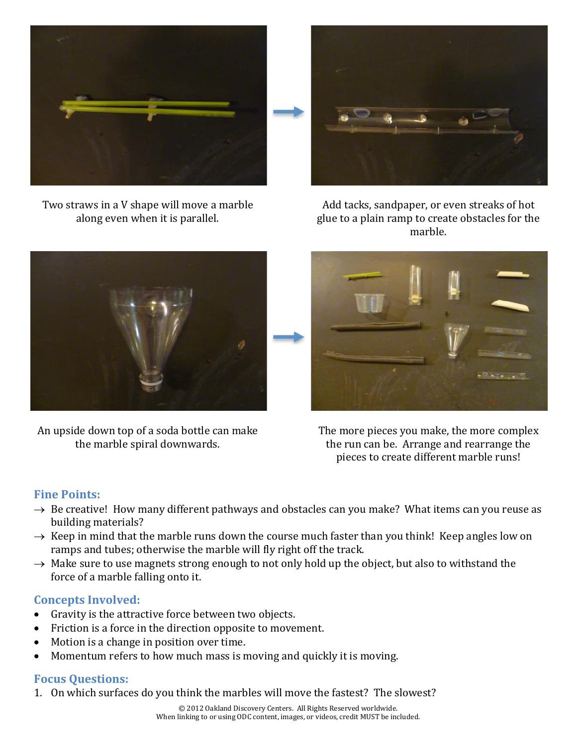Two straws in a V shape will move a marble along even when it is parallel.

Add tacks, sandpaper, or even streaks of hot glue to a plain ramp to create obstacles for the marble.

An upside down top of a soda bottle can make the marble spiral downwards.

The more pieces you make, the more complex the run can be. Arrange and rearrange the pieces to create different marble runs!

## Fine Points:

→ Be creative! How many different pathways and obstacles can you make? What items can you reuse as building materials?
→ Keep in mind that the marble runs down the course much faster than you think! Keep angles low on ramps and tubes; otherwise the marble will fly right off the track.
→ Make sure to use magnets strong enough to not only hold up the object, but also to withstand the force of a marble falling onto it.

## Concepts Involved:

- Gravity is the attractive force between two objects.
- Friction is a force in the direction opposite to movement.
- Motion is a change in position over time.
- Momentum refers to how much mass is moving and quickly it is moving.

## Focus Questions:

1. On which surfaces do you think the marbles will move the fastest? The slowest?

© 2012 Oakland Discovery Centers. All Rights Reserved worldwide.
When linking to or using ODC content, images, or videos, credit MUST be included.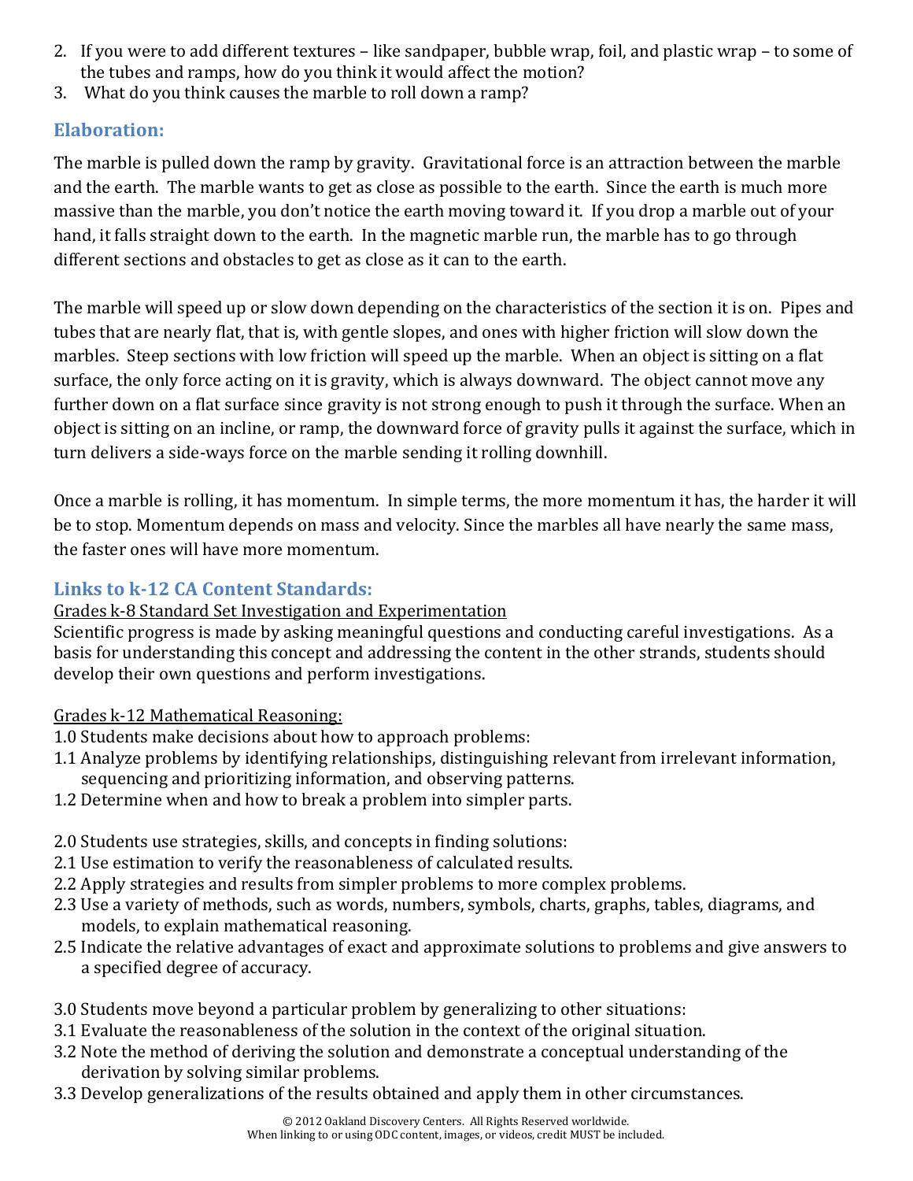2. If you were to add different textures – like sandpaper, bubble wrap, foil, and plastic wrap – to some of the tubes and ramps, how do you think it would affect the motion?
3. What do you think causes the marble to roll down a ramp?

## Elaboration:

The marble is pulled down the ramp by gravity. Gravitational force is an attraction between the marble and the earth. The marble wants to get as close as possible to the earth. Since the earth is much more massive than the marble, you don't notice the earth moving toward it. If you drop a marble out of your hand, it falls straight down to the earth. In the magnetic marble run, the marble has to go through different sections and obstacles to get as close as it can to the earth.

The marble will speed up or slow down depending on the characteristics of the section it is on. Pipes and tubes that are nearly flat, that is, with gentle slopes, and ones with higher friction will slow down the marbles. Steep sections with low friction will speed up the marble. When an object is sitting on a flat surface, the only force acting on it is gravity, which is always downward. The object cannot move any further down on a flat surface since gravity is not strong enough to push it through the surface. When an object is sitting on an incline, or ramp, the downward force of gravity pulls it against the surface, which in turn delivers a side-ways force on the marble sending it rolling downhill.

Once a marble is rolling, it has momentum. In simple terms, the more momentum it has, the harder it will be to stop. Momentum depends on mass and velocity. Since the marbles all have nearly the same mass, the faster ones will have more momentum.

## Links to k-12 CA Content Standards:

Grades k-8 Standard Set Investigation and Experimentation

Scientific progress is made by asking meaningful questions and conducting careful investigations. As a basis for understanding this concept and addressing the content in the other strands, students should develop their own questions and perform investigations.

Grades k-12 Mathematical Reasoning:

1.0 Students make decisions about how to approach problems:
1.1 Analyze problems by identifying relationships, distinguishing relevant from irrelevant information, sequencing and prioritizing information, and observing patterns.
1.2 Determine when and how to break a problem into simpler parts.

2.0 Students use strategies, skills, and concepts in finding solutions:
2.1 Use estimation to verify the reasonableness of calculated results.
2.2 Apply strategies and results from simpler problems to more complex problems.
2.3 Use a variety of methods, such as words, numbers, symbols, charts, graphs, tables, diagrams, and models, to explain mathematical reasoning.
2.5 Indicate the relative advantages of exact and approximate solutions to problems and give answers to a specified degree of accuracy.

3.0 Students move beyond a particular problem by generalizing to other situations:
3.1 Evaluate the reasonableness of the solution in the context of the original situation.
3.2 Note the method of deriving the solution and demonstrate a conceptual understanding of the derivation by solving similar problems.
3.3 Develop generalizations of the results obtained and apply them in other circumstances.

© 2012 Oakland Discovery Centers. All Rights Reserved worldwide.
When linking to or using ODC content, images, or videos, credit MUST be included.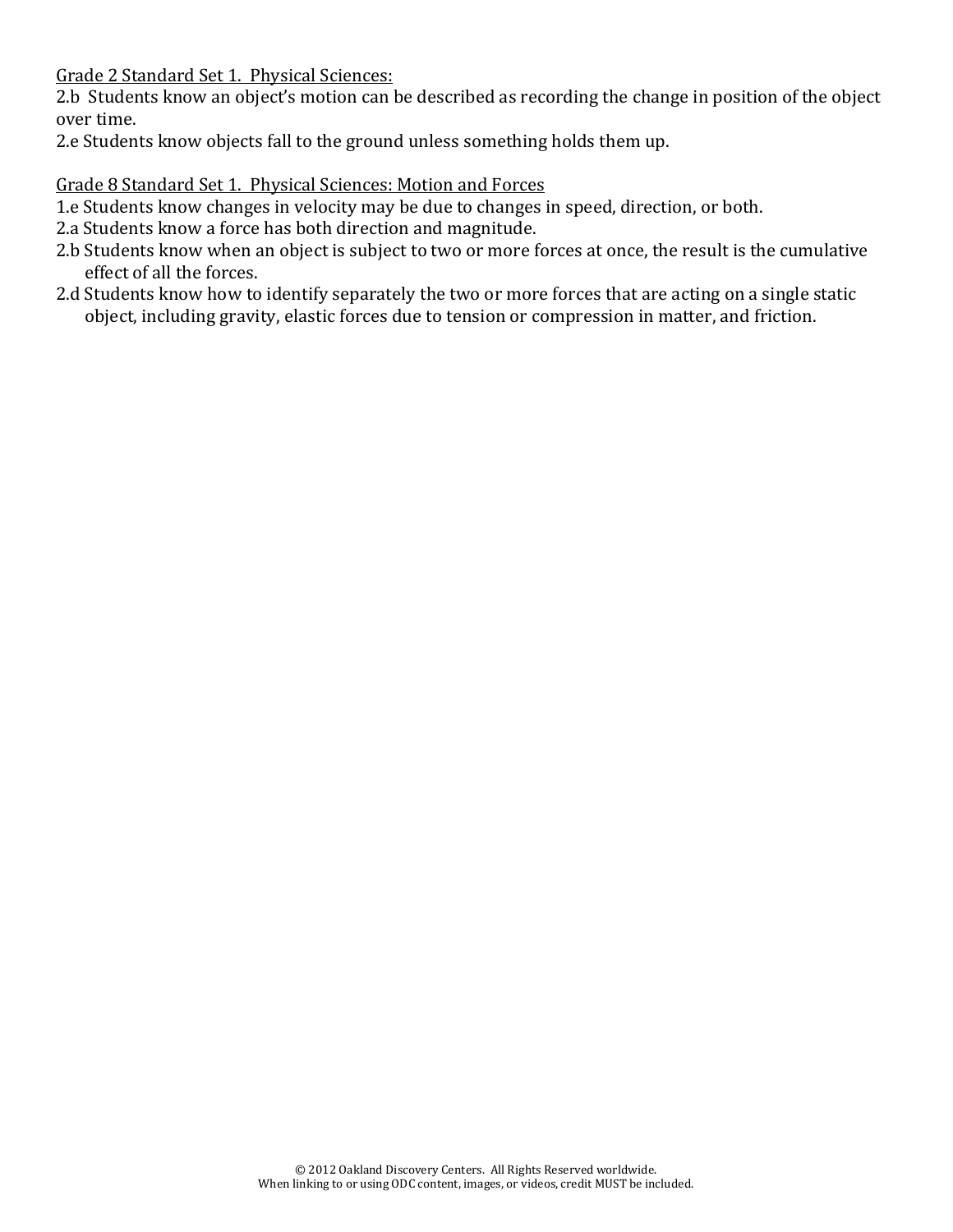<u>Grade 2 Standard Set 1. Physical Sciences:</u>

2.b Students know an object's motion can be described as recording the change in position of the object over time.

2.e Students know objects fall to the ground unless something holds them up.

<u>Grade 8 Standard Set 1. Physical Sciences: Motion and Forces</u>

1.e Students know changes in velocity may be due to changes in speed, direction, or both.

2.a Students know a force has both direction and magnitude.

2.b Students know when an object is subject to two or more forces at once, the result is the cumulative effect of all the forces.

2.d Students know how to identify separately the two or more forces that are acting on a single static object, including gravity, elastic forces due to tension or compression in matter, and friction.

© 2012 Oakland Discovery Centers. All Rights Reserved worldwide.
When linking to or using ODC content, images, or videos, credit MUST be included.